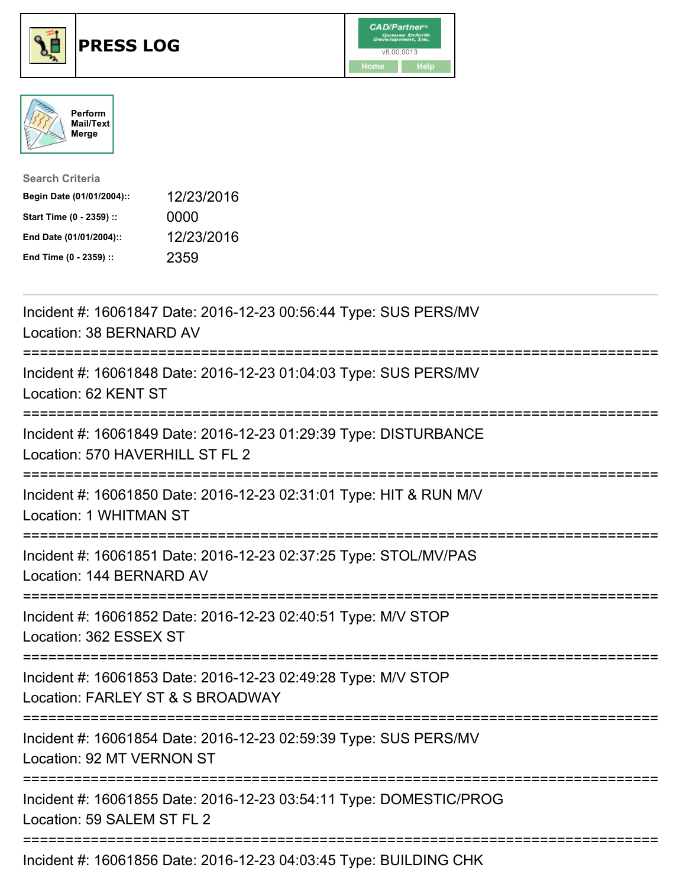# PRESS LOG

Perform Mail/Text Merge

**Search Criteria**

| | |
|---|---|
| **Begin Date (01/01/2004)::** | 12/23/2016 |
| **Start Time (0 - 2359) ::** | 0000 |
| **End Date (01/01/2004)::** | 12/23/2016 |
| **End Time (0 - 2359) ::** | 2359 |

---

Incident #: 16061847 Date: 2016-12-23 00:56:44 Type: SUS PERS/MV
Location: 38 BERNARD AV

===========================================================================

Incident #: 16061848 Date: 2016-12-23 01:04:03 Type: SUS PERS/MV
Location: 62 KENT ST

===========================================================================

Incident #: 16061849 Date: 2016-12-23 01:29:39 Type: DISTURBANCE
Location: 570 HAVERHILL ST FL 2

===========================================================================

Incident #: 16061850 Date: 2016-12-23 02:31:01 Type: HIT & RUN M/V
Location: 1 WHITMAN ST

===========================================================================

Incident #: 16061851 Date: 2016-12-23 02:37:25 Type: STOL/MV/PAS
Location: 144 BERNARD AV

===========================================================================

Incident #: 16061852 Date: 2016-12-23 02:40:51 Type: M/V STOP
Location: 362 ESSEX ST

===========================================================================

Incident #: 16061853 Date: 2016-12-23 02:49:28 Type: M/V STOP
Location: FARLEY ST & S BROADWAY

===========================================================================

Incident #: 16061854 Date: 2016-12-23 02:59:39 Type: SUS PERS/MV
Location: 92 MT VERNON ST

===========================================================================

Incident #: 16061855 Date: 2016-12-23 03:54:11 Type: DOMESTIC/PROG
Location: 59 SALEM ST FL 2

===========================================================================

Incident #: 16061856 Date: 2016-12-23 04:03:45 Type: BUILDING CHK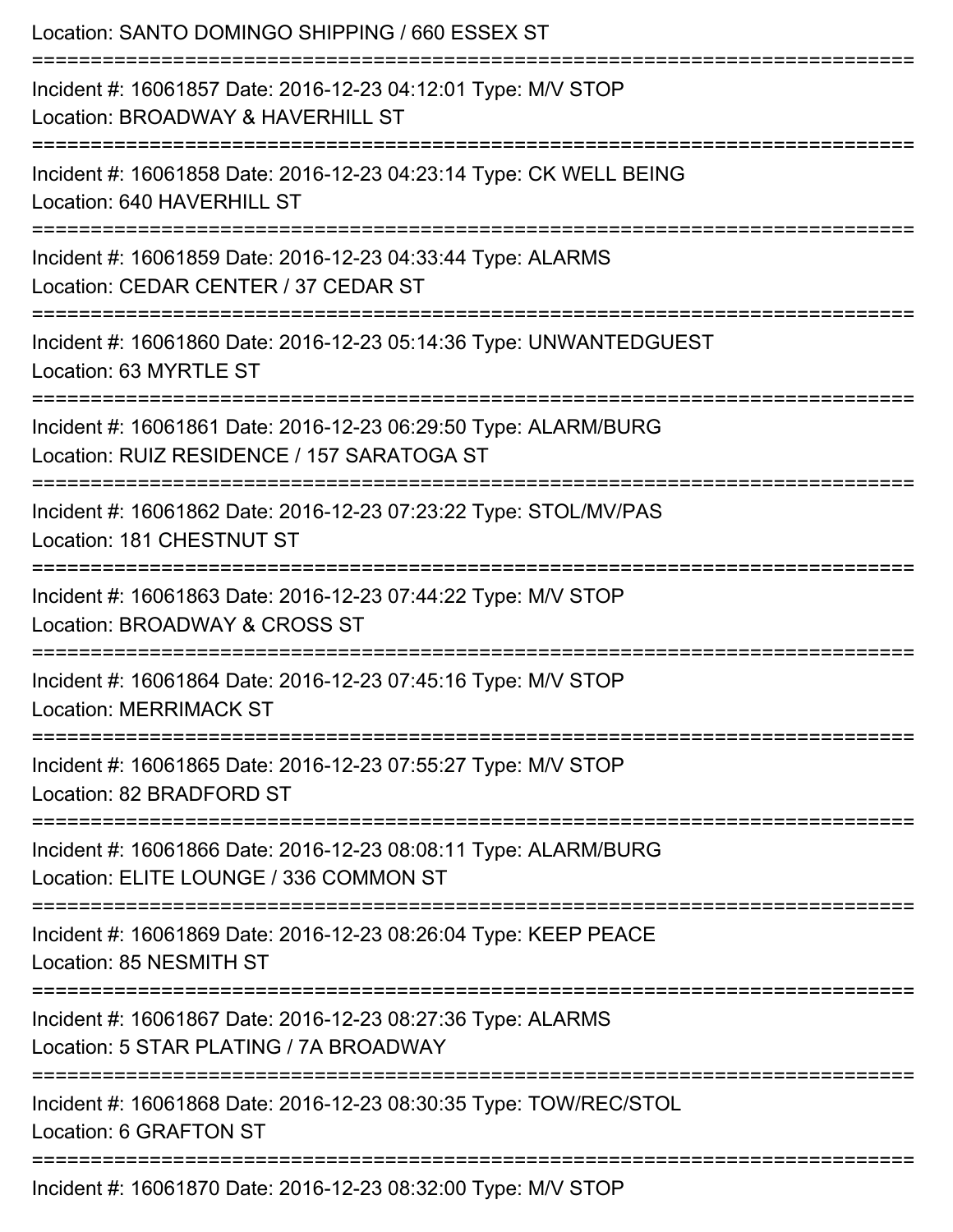Location: SANTO DOMINGO SHIPPING / 660 ESSEX ST

===========================================================================

Incident #: 16061857 Date: 2016-12-23 04:12:01 Type: M/V STOP
Location: BROADWAY & HAVERHILL ST

===========================================================================

Incident #: 16061858 Date: 2016-12-23 04:23:14 Type: CK WELL BEING
Location: 640 HAVERHILL ST

===========================================================================

Incident #: 16061859 Date: 2016-12-23 04:33:44 Type: ALARMS
Location: CEDAR CENTER / 37 CEDAR ST

===========================================================================

Incident #: 16061860 Date: 2016-12-23 05:14:36 Type: UNWANTEDGUEST
Location: 63 MYRTLE ST

===========================================================================

Incident #: 16061861 Date: 2016-12-23 06:29:50 Type: ALARM/BURG
Location: RUIZ RESIDENCE / 157 SARATOGA ST

===========================================================================

Incident #: 16061862 Date: 2016-12-23 07:23:22 Type: STOL/MV/PAS
Location: 181 CHESTNUT ST

===========================================================================

Incident #: 16061863 Date: 2016-12-23 07:44:22 Type: M/V STOP
Location: BROADWAY & CROSS ST

===========================================================================

Incident #: 16061864 Date: 2016-12-23 07:45:16 Type: M/V STOP
Location: MERRIMACK ST

===========================================================================

Incident #: 16061865 Date: 2016-12-23 07:55:27 Type: M/V STOP
Location: 82 BRADFORD ST

===========================================================================

Incident #: 16061866 Date: 2016-12-23 08:08:11 Type: ALARM/BURG
Location: ELITE LOUNGE / 336 COMMON ST

===========================================================================

Incident #: 16061869 Date: 2016-12-23 08:26:04 Type: KEEP PEACE
Location: 85 NESMITH ST

===========================================================================

Incident #: 16061867 Date: 2016-12-23 08:27:36 Type: ALARMS
Location: 5 STAR PLATING / 7A BROADWAY

===========================================================================

Incident #: 16061868 Date: 2016-12-23 08:30:35 Type: TOW/REC/STOL
Location: 6 GRAFTON ST

===========================================================================

Incident #: 16061870 Date: 2016-12-23 08:32:00 Type: M/V STOP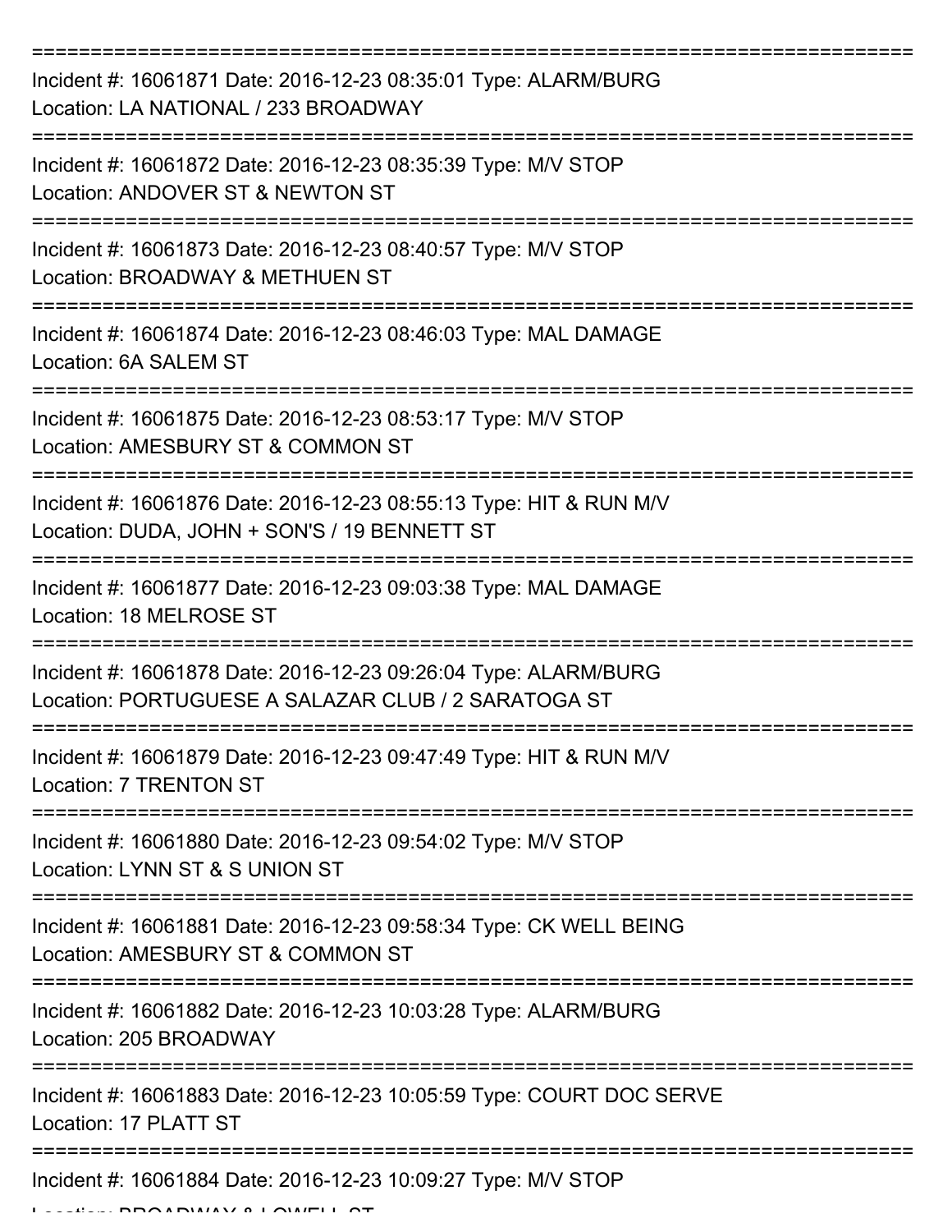===========================================================================

Incident #: 16061871 Date: 2016-12-23 08:35:01 Type: ALARM/BURG
Location: LA NATIONAL / 233 BROADWAY

===========================================================================

Incident #: 16061872 Date: 2016-12-23 08:35:39 Type: M/V STOP
Location: ANDOVER ST & NEWTON ST

===========================================================================

Incident #: 16061873 Date: 2016-12-23 08:40:57 Type: M/V STOP
Location: BROADWAY & METHUEN ST

===========================================================================

Incident #: 16061874 Date: 2016-12-23 08:46:03 Type: MAL DAMAGE
Location: 6A SALEM ST

===========================================================================

Incident #: 16061875 Date: 2016-12-23 08:53:17 Type: M/V STOP
Location: AMESBURY ST & COMMON ST

===========================================================================

Incident #: 16061876 Date: 2016-12-23 08:55:13 Type: HIT & RUN M/V
Location: DUDA, JOHN + SON'S / 19 BENNETT ST

===========================================================================

Incident #: 16061877 Date: 2016-12-23 09:03:38 Type: MAL DAMAGE
Location: 18 MELROSE ST

===========================================================================

Incident #: 16061878 Date: 2016-12-23 09:26:04 Type: ALARM/BURG
Location: PORTUGUESE A SALAZAR CLUB / 2 SARATOGA ST

===========================================================================

Incident #: 16061879 Date: 2016-12-23 09:47:49 Type: HIT & RUN M/V
Location: 7 TRENTON ST

===========================================================================

Incident #: 16061880 Date: 2016-12-23 09:54:02 Type: M/V STOP
Location: LYNN ST & S UNION ST

===========================================================================

Incident #: 16061881 Date: 2016-12-23 09:58:34 Type: CK WELL BEING
Location: AMESBURY ST & COMMON ST

===========================================================================

Incident #: 16061882 Date: 2016-12-23 10:03:28 Type: ALARM/BURG
Location: 205 BROADWAY

===========================================================================

Incident #: 16061883 Date: 2016-12-23 10:05:59 Type: COURT DOC SERVE
Location: 17 PLATT ST

===========================================================================

Incident #: 16061884 Date: 2016-12-23 10:09:27 Type: M/V STOP
Location: BROADWAY & LOWELL ST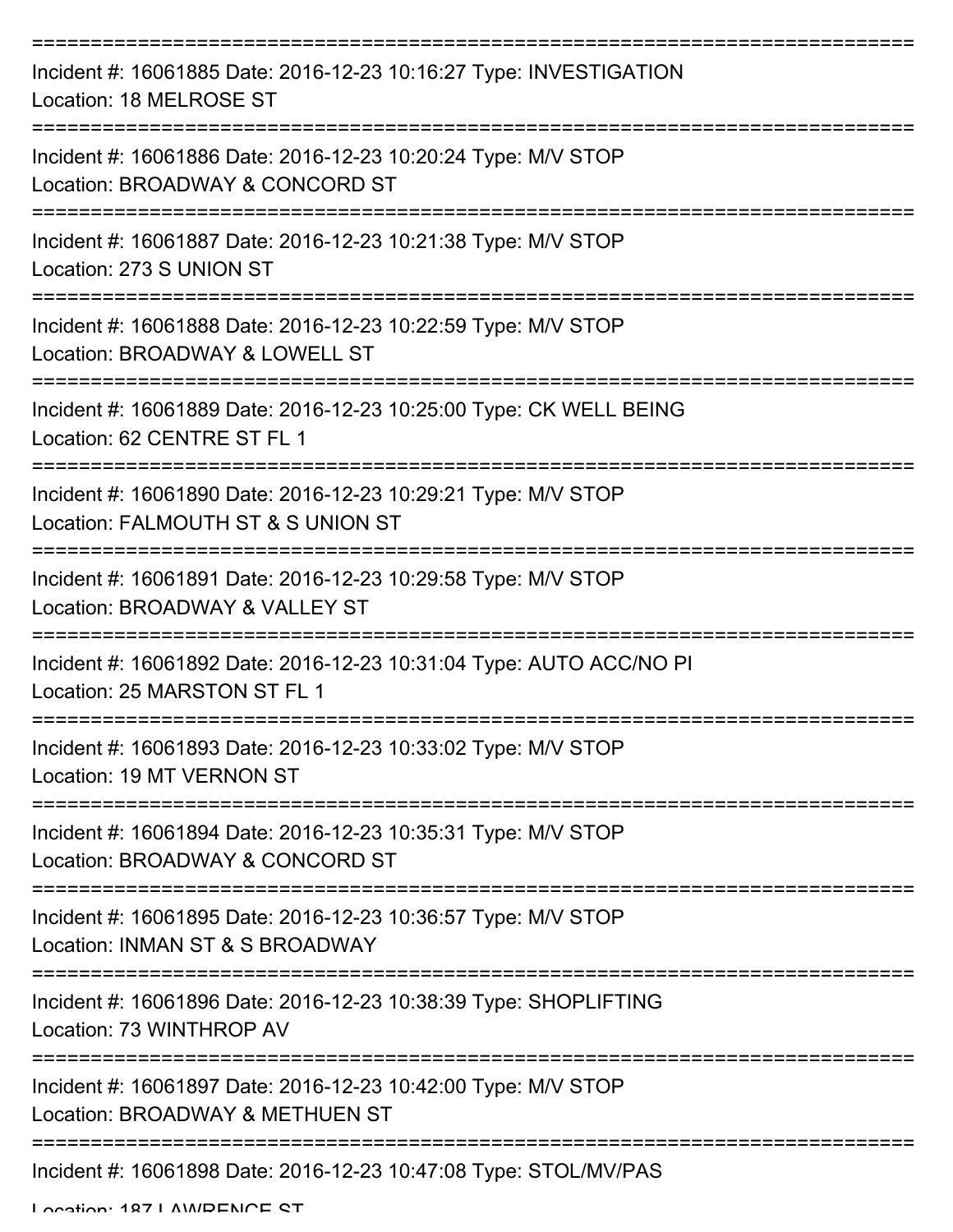===========================================================================

Incident #: 16061885 Date: 2016-12-23 10:16:27 Type: INVESTIGATION
Location: 18 MELROSE ST

===========================================================================

Incident #: 16061886 Date: 2016-12-23 10:20:24 Type: M/V STOP
Location: BROADWAY & CONCORD ST

===========================================================================

Incident #: 16061887 Date: 2016-12-23 10:21:38 Type: M/V STOP
Location: 273 S UNION ST

===========================================================================

Incident #: 16061888 Date: 2016-12-23 10:22:59 Type: M/V STOP
Location: BROADWAY & LOWELL ST

===========================================================================

Incident #: 16061889 Date: 2016-12-23 10:25:00 Type: CK WELL BEING
Location: 62 CENTRE ST FL 1

===========================================================================

Incident #: 16061890 Date: 2016-12-23 10:29:21 Type: M/V STOP
Location: FALMOUTH ST & S UNION ST

===========================================================================

Incident #: 16061891 Date: 2016-12-23 10:29:58 Type: M/V STOP
Location: BROADWAY & VALLEY ST

===========================================================================

Incident #: 16061892 Date: 2016-12-23 10:31:04 Type: AUTO ACC/NO PI
Location: 25 MARSTON ST FL 1

===========================================================================

Incident #: 16061893 Date: 2016-12-23 10:33:02 Type: M/V STOP
Location: 19 MT VERNON ST

===========================================================================

Incident #: 16061894 Date: 2016-12-23 10:35:31 Type: M/V STOP
Location: BROADWAY & CONCORD ST

===========================================================================

Incident #: 16061895 Date: 2016-12-23 10:36:57 Type: M/V STOP
Location: INMAN ST & S BROADWAY

===========================================================================

Incident #: 16061896 Date: 2016-12-23 10:38:39 Type: SHOPLIFTING
Location: 73 WINTHROP AV

===========================================================================

Incident #: 16061897 Date: 2016-12-23 10:42:00 Type: M/V STOP
Location: BROADWAY & METHUEN ST

===========================================================================

Incident #: 16061898 Date: 2016-12-23 10:47:08 Type: STOL/MV/PAS
Location: 187 LAWRENCE ST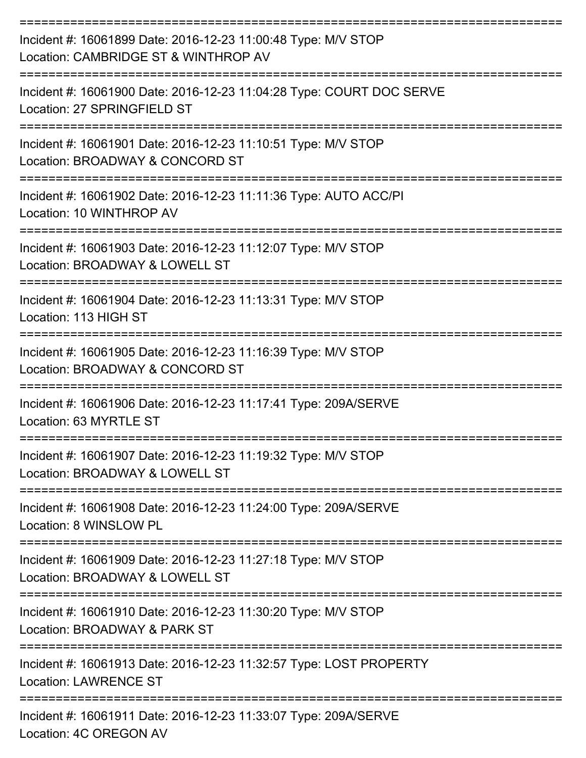===========================================================================
Incident #: 16061899 Date: 2016-12-23 11:00:48 Type: M/V STOP
Location: CAMBRIDGE ST & WINTHROP AV
===========================================================================
Incident #: 16061900 Date: 2016-12-23 11:04:28 Type: COURT DOC SERVE
Location: 27 SPRINGFIELD ST
===========================================================================
Incident #: 16061901 Date: 2016-12-23 11:10:51 Type: M/V STOP
Location: BROADWAY & CONCORD ST
===========================================================================
Incident #: 16061902 Date: 2016-12-23 11:11:36 Type: AUTO ACC/PI
Location: 10 WINTHROP AV
===========================================================================
Incident #: 16061903 Date: 2016-12-23 11:12:07 Type: M/V STOP
Location: BROADWAY & LOWELL ST
===========================================================================
Incident #: 16061904 Date: 2016-12-23 11:13:31 Type: M/V STOP
Location: 113 HIGH ST
===========================================================================
Incident #: 16061905 Date: 2016-12-23 11:16:39 Type: M/V STOP
Location: BROADWAY & CONCORD ST
===========================================================================
Incident #: 16061906 Date: 2016-12-23 11:17:41 Type: 209A/SERVE
Location: 63 MYRTLE ST
===========================================================================
Incident #: 16061907 Date: 2016-12-23 11:19:32 Type: M/V STOP
Location: BROADWAY & LOWELL ST
===========================================================================
Incident #: 16061908 Date: 2016-12-23 11:24:00 Type: 209A/SERVE
Location: 8 WINSLOW PL
===========================================================================
Incident #: 16061909 Date: 2016-12-23 11:27:18 Type: M/V STOP
Location: BROADWAY & LOWELL ST
===========================================================================
Incident #: 16061910 Date: 2016-12-23 11:30:20 Type: M/V STOP
Location: BROADWAY & PARK ST
===========================================================================
Incident #: 16061913 Date: 2016-12-23 11:32:57 Type: LOST PROPERTY
Location: LAWRENCE ST
===========================================================================
Incident #: 16061911 Date: 2016-12-23 11:33:07 Type: 209A/SERVE
Location: 4C OREGON AV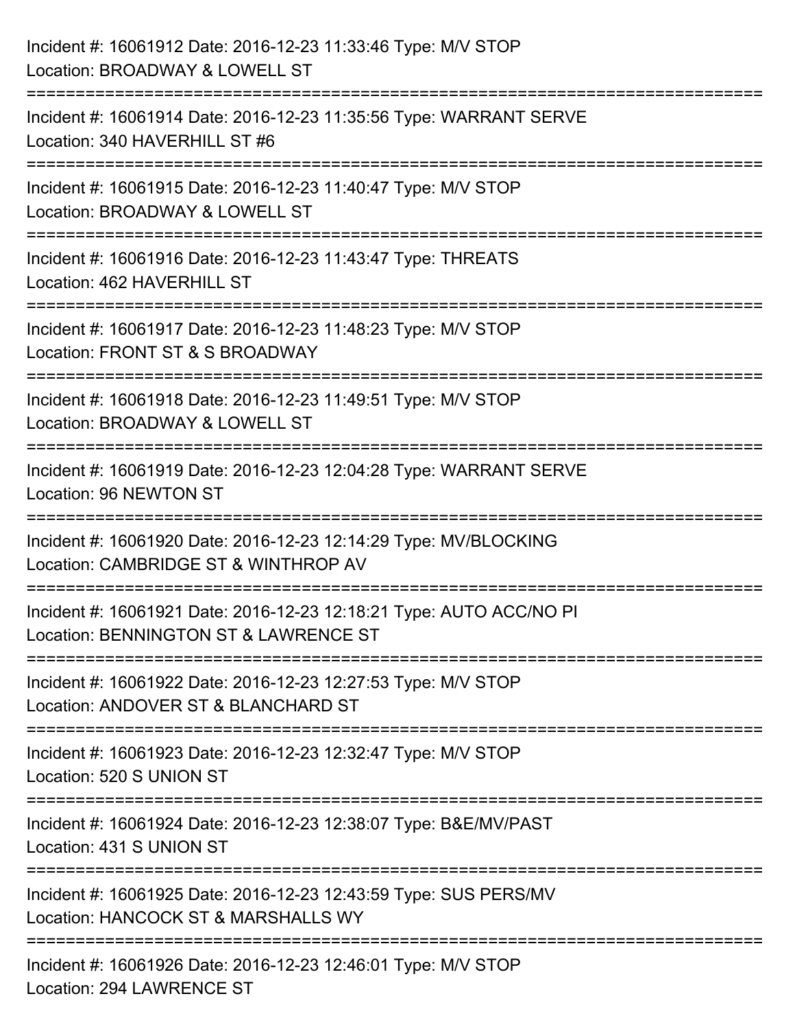Incident #: 16061912 Date: 2016-12-23 11:33:46 Type: M/V STOP
Location: BROADWAY & LOWELL ST

===========================================================================

Incident #: 16061914 Date: 2016-12-23 11:35:56 Type: WARRANT SERVE
Location: 340 HAVERHILL ST #6

===========================================================================

Incident #: 16061915 Date: 2016-12-23 11:40:47 Type: M/V STOP
Location: BROADWAY & LOWELL ST

===========================================================================

Incident #: 16061916 Date: 2016-12-23 11:43:47 Type: THREATS
Location: 462 HAVERHILL ST

===========================================================================

Incident #: 16061917 Date: 2016-12-23 11:48:23 Type: M/V STOP
Location: FRONT ST & S BROADWAY

===========================================================================

Incident #: 16061918 Date: 2016-12-23 11:49:51 Type: M/V STOP
Location: BROADWAY & LOWELL ST

===========================================================================

Incident #: 16061919 Date: 2016-12-23 12:04:28 Type: WARRANT SERVE
Location: 96 NEWTON ST

===========================================================================

Incident #: 16061920 Date: 2016-12-23 12:14:29 Type: MV/BLOCKING
Location: CAMBRIDGE ST & WINTHROP AV

===========================================================================

Incident #: 16061921 Date: 2016-12-23 12:18:21 Type: AUTO ACC/NO PI
Location: BENNINGTON ST & LAWRENCE ST

===========================================================================

Incident #: 16061922 Date: 2016-12-23 12:27:53 Type: M/V STOP
Location: ANDOVER ST & BLANCHARD ST

===========================================================================

Incident #: 16061923 Date: 2016-12-23 12:32:47 Type: M/V STOP
Location: 520 S UNION ST

===========================================================================

Incident #: 16061924 Date: 2016-12-23 12:38:07 Type: B&E/MV/PAST
Location: 431 S UNION ST

===========================================================================

Incident #: 16061925 Date: 2016-12-23 12:43:59 Type: SUS PERS/MV
Location: HANCOCK ST & MARSHALLS WY

===========================================================================

Incident #: 16061926 Date: 2016-12-23 12:46:01 Type: M/V STOP
Location: 294 LAWRENCE ST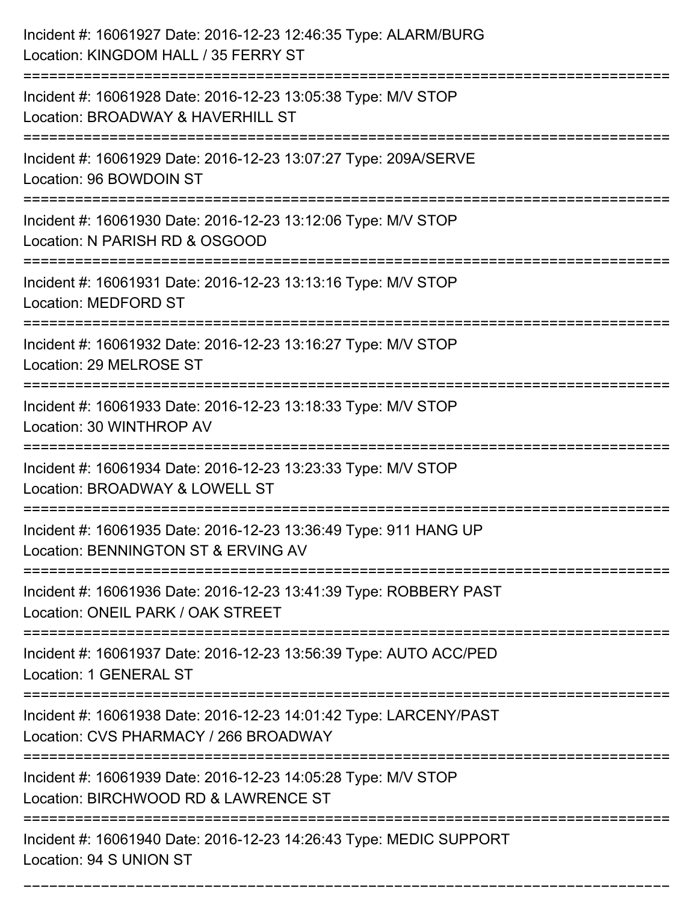Incident #: 16061927 Date: 2016-12-23 12:46:35 Type: ALARM/BURG
Location: KINGDOM HALL / 35 FERRY ST

===========================================================================

Incident #: 16061928 Date: 2016-12-23 13:05:38 Type: M/V STOP
Location: BROADWAY & HAVERHILL ST

===========================================================================

Incident #: 16061929 Date: 2016-12-23 13:07:27 Type: 209A/SERVE
Location: 96 BOWDOIN ST

===========================================================================

Incident #: 16061930 Date: 2016-12-23 13:12:06 Type: M/V STOP
Location: N PARISH RD & OSGOOD

===========================================================================

Incident #: 16061931 Date: 2016-12-23 13:13:16 Type: M/V STOP
Location: MEDFORD ST

===========================================================================

Incident #: 16061932 Date: 2016-12-23 13:16:27 Type: M/V STOP
Location: 29 MELROSE ST

===========================================================================

Incident #: 16061933 Date: 2016-12-23 13:18:33 Type: M/V STOP
Location: 30 WINTHROP AV

===========================================================================

Incident #: 16061934 Date: 2016-12-23 13:23:33 Type: M/V STOP
Location: BROADWAY & LOWELL ST

===========================================================================

Incident #: 16061935 Date: 2016-12-23 13:36:49 Type: 911 HANG UP
Location: BENNINGTON ST & ERVING AV

===========================================================================

Incident #: 16061936 Date: 2016-12-23 13:41:39 Type: ROBBERY PAST
Location: ONEIL PARK / OAK STREET

===========================================================================

Incident #: 16061937 Date: 2016-12-23 13:56:39 Type: AUTO ACC/PED
Location: 1 GENERAL ST

===========================================================================

Incident #: 16061938 Date: 2016-12-23 14:01:42 Type: LARCENY/PAST
Location: CVS PHARMACY / 266 BROADWAY

===========================================================================

Incident #: 16061939 Date: 2016-12-23 14:05:28 Type: M/V STOP
Location: BIRCHWOOD RD & LAWRENCE ST

===========================================================================

Incident #: 16061940 Date: 2016-12-23 14:26:43 Type: MEDIC SUPPORT
Location: 94 S UNION ST

===========================================================================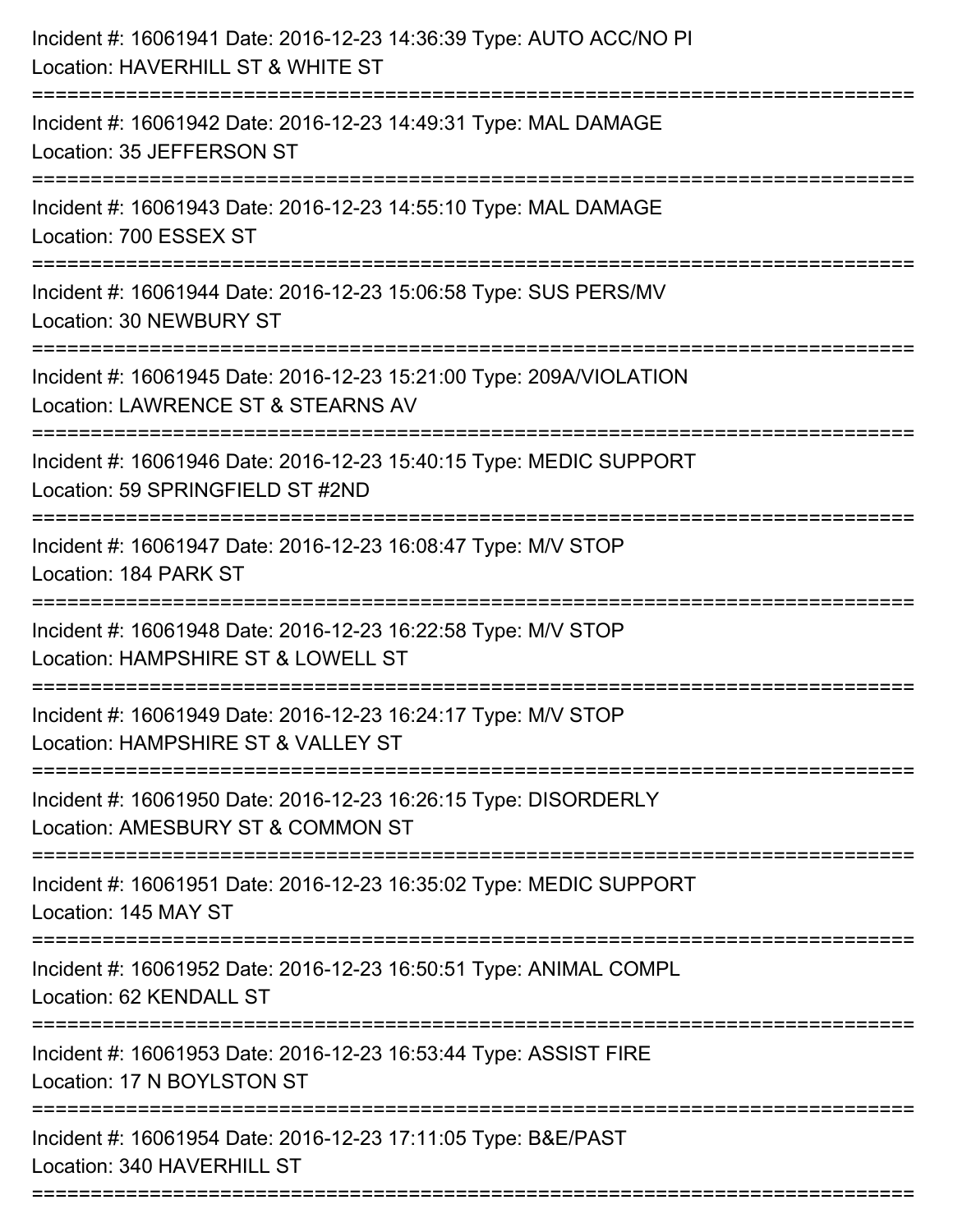Incident #: 16061941 Date: 2016-12-23 14:36:39 Type: AUTO ACC/NO PI
Location: HAVERHILL ST & WHITE ST

===========================================================================

Incident #: 16061942 Date: 2016-12-23 14:49:31 Type: MAL DAMAGE
Location: 35 JEFFERSON ST

===========================================================================

Incident #: 16061943 Date: 2016-12-23 14:55:10 Type: MAL DAMAGE
Location: 700 ESSEX ST

===========================================================================

Incident #: 16061944 Date: 2016-12-23 15:06:58 Type: SUS PERS/MV
Location: 30 NEWBURY ST

===========================================================================

Incident #: 16061945 Date: 2016-12-23 15:21:00 Type: 209A/VIOLATION
Location: LAWRENCE ST & STEARNS AV

===========================================================================

Incident #: 16061946 Date: 2016-12-23 15:40:15 Type: MEDIC SUPPORT
Location: 59 SPRINGFIELD ST #2ND

===========================================================================

Incident #: 16061947 Date: 2016-12-23 16:08:47 Type: M/V STOP
Location: 184 PARK ST

===========================================================================

Incident #: 16061948 Date: 2016-12-23 16:22:58 Type: M/V STOP
Location: HAMPSHIRE ST & LOWELL ST

===========================================================================

Incident #: 16061949 Date: 2016-12-23 16:24:17 Type: M/V STOP
Location: HAMPSHIRE ST & VALLEY ST

===========================================================================

Incident #: 16061950 Date: 2016-12-23 16:26:15 Type: DISORDERLY
Location: AMESBURY ST & COMMON ST

===========================================================================

Incident #: 16061951 Date: 2016-12-23 16:35:02 Type: MEDIC SUPPORT
Location: 145 MAY ST

===========================================================================

Incident #: 16061952 Date: 2016-12-23 16:50:51 Type: ANIMAL COMPL
Location: 62 KENDALL ST

===========================================================================

Incident #: 16061953 Date: 2016-12-23 16:53:44 Type: ASSIST FIRE
Location: 17 N BOYLSTON ST

===========================================================================

Incident #: 16061954 Date: 2016-12-23 17:11:05 Type: B&E/PAST
Location: 340 HAVERHILL ST

===========================================================================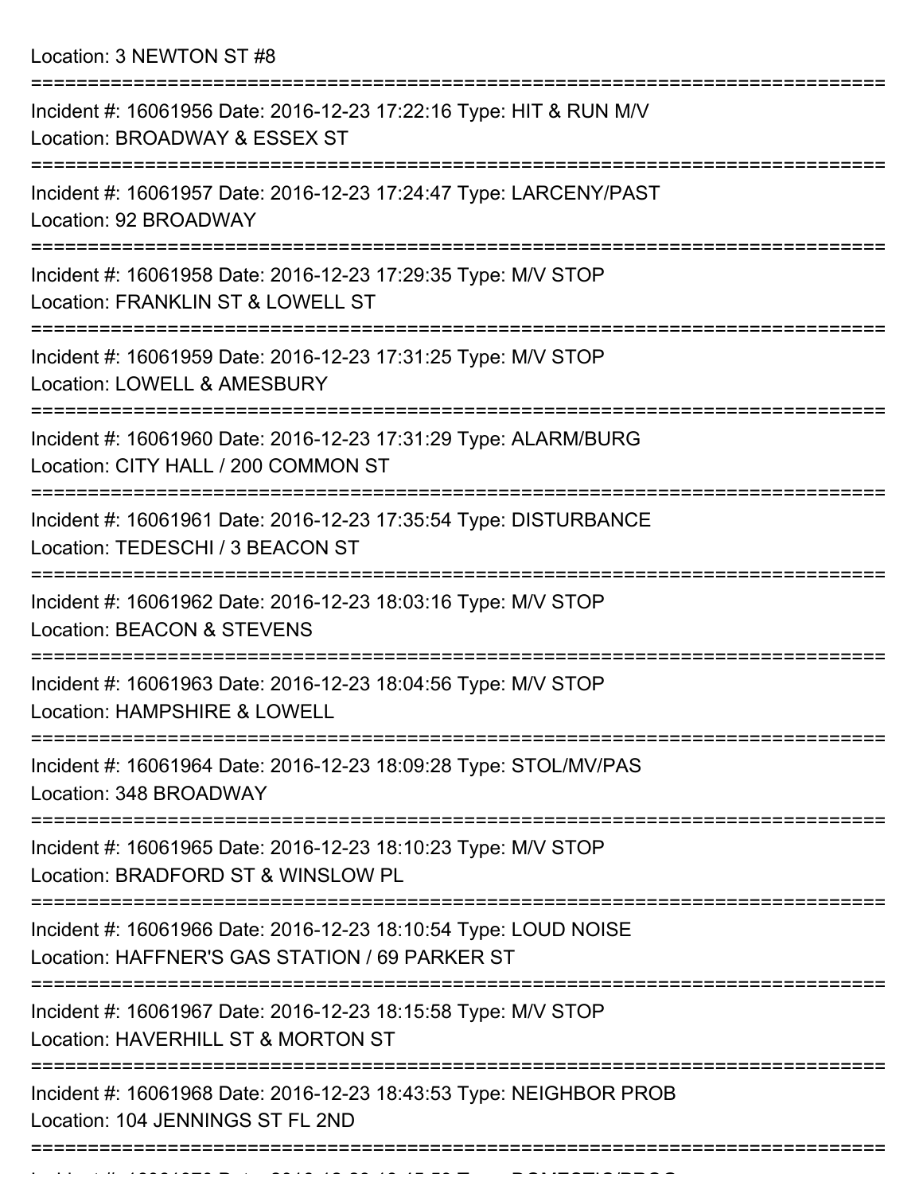Location: 3 NEWTON ST #8

===========================================================================

Incident #: 16061956 Date: 2016-12-23 17:22:16 Type: HIT & RUN M/V
Location: BROADWAY & ESSEX ST

===========================================================================

Incident #: 16061957 Date: 2016-12-23 17:24:47 Type: LARCENY/PAST
Location: 92 BROADWAY

===========================================================================

Incident #: 16061958 Date: 2016-12-23 17:29:35 Type: M/V STOP
Location: FRANKLIN ST & LOWELL ST

===========================================================================

Incident #: 16061959 Date: 2016-12-23 17:31:25 Type: M/V STOP
Location: LOWELL & AMESBURY

===========================================================================

Incident #: 16061960 Date: 2016-12-23 17:31:29 Type: ALARM/BURG
Location: CITY HALL / 200 COMMON ST

===========================================================================

Incident #: 16061961 Date: 2016-12-23 17:35:54 Type: DISTURBANCE
Location: TEDESCHI / 3 BEACON ST

===========================================================================

Incident #: 16061962 Date: 2016-12-23 18:03:16 Type: M/V STOP
Location: BEACON & STEVENS

===========================================================================

Incident #: 16061963 Date: 2016-12-23 18:04:56 Type: M/V STOP
Location: HAMPSHIRE & LOWELL

===========================================================================

Incident #: 16061964 Date: 2016-12-23 18:09:28 Type: STOL/MV/PAS
Location: 348 BROADWAY

===========================================================================

Incident #: 16061965 Date: 2016-12-23 18:10:23 Type: M/V STOP
Location: BRADFORD ST & WINSLOW PL

===========================================================================

Incident #: 16061966 Date: 2016-12-23 18:10:54 Type: LOUD NOISE
Location: HAFFNER'S GAS STATION / 69 PARKER ST

===========================================================================

Incident #: 16061967 Date: 2016-12-23 18:15:58 Type: M/V STOP
Location: HAVERHILL ST & MORTON ST

===========================================================================

Incident #: 16061968 Date: 2016-12-23 18:43:53 Type: NEIGHBOR PROB
Location: 104 JENNINGS ST FL 2ND

===========================================================================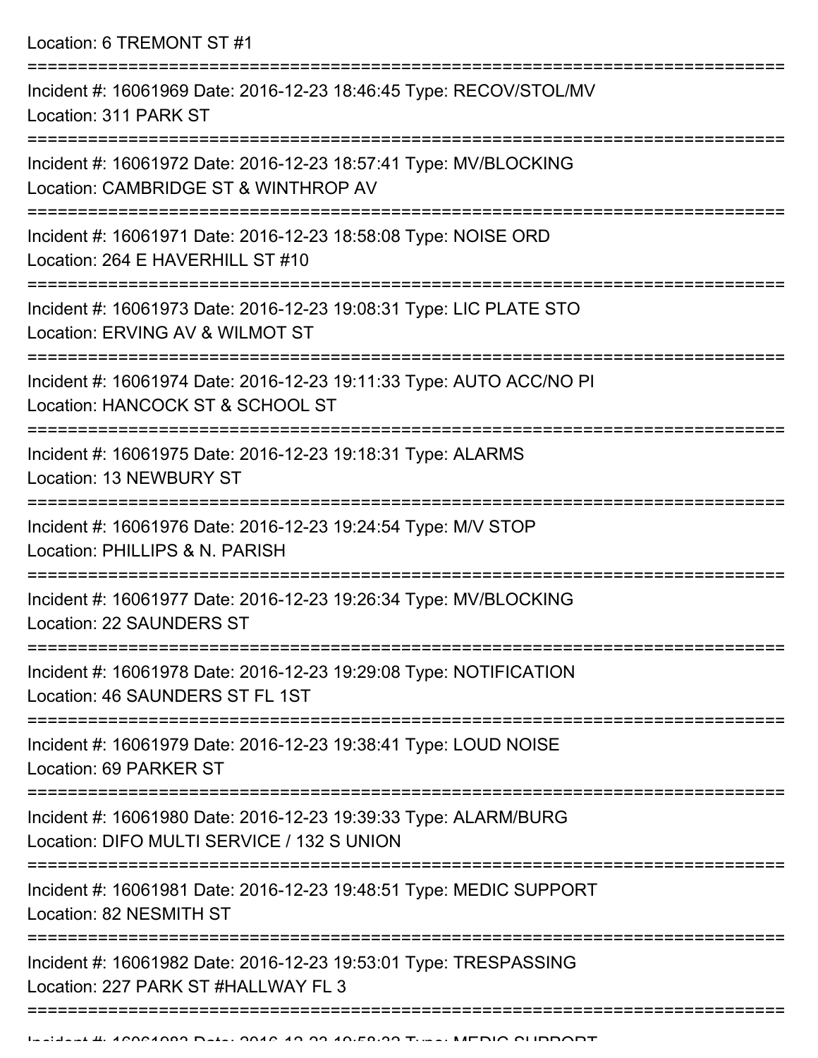Location: 6 TREMONT ST #1

===========================================================================

Incident #: 16061969 Date: 2016-12-23 18:46:45 Type: RECOV/STOL/MV
Location: 311 PARK ST

===========================================================================

Incident #: 16061972 Date: 2016-12-23 18:57:41 Type: MV/BLOCKING
Location: CAMBRIDGE ST & WINTHROP AV

===========================================================================

Incident #: 16061971 Date: 2016-12-23 18:58:08 Type: NOISE ORD
Location: 264 E HAVERHILL ST #10

===========================================================================

Incident #: 16061973 Date: 2016-12-23 19:08:31 Type: LIC PLATE STO
Location: ERVING AV & WILMOT ST

===========================================================================

Incident #: 16061974 Date: 2016-12-23 19:11:33 Type: AUTO ACC/NO PI
Location: HANCOCK ST & SCHOOL ST

===========================================================================

Incident #: 16061975 Date: 2016-12-23 19:18:31 Type: ALARMS
Location: 13 NEWBURY ST

===========================================================================

Incident #: 16061976 Date: 2016-12-23 19:24:54 Type: M/V STOP
Location: PHILLIPS & N. PARISH

===========================================================================

Incident #: 16061977 Date: 2016-12-23 19:26:34 Type: MV/BLOCKING
Location: 22 SAUNDERS ST

===========================================================================

Incident #: 16061978 Date: 2016-12-23 19:29:08 Type: NOTIFICATION
Location: 46 SAUNDERS ST FL 1ST

===========================================================================

Incident #: 16061979 Date: 2016-12-23 19:38:41 Type: LOUD NOISE
Location: 69 PARKER ST

===========================================================================

Incident #: 16061980 Date: 2016-12-23 19:39:33 Type: ALARM/BURG
Location: DIFO MULTI SERVICE / 132 S UNION

===========================================================================

Incident #: 16061981 Date: 2016-12-23 19:48:51 Type: MEDIC SUPPORT
Location: 82 NESMITH ST

===========================================================================

Incident #: 16061982 Date: 2016-12-23 19:53:01 Type: TRESPASSING
Location: 227 PARK ST #HALLWAY FL 3

===========================================================================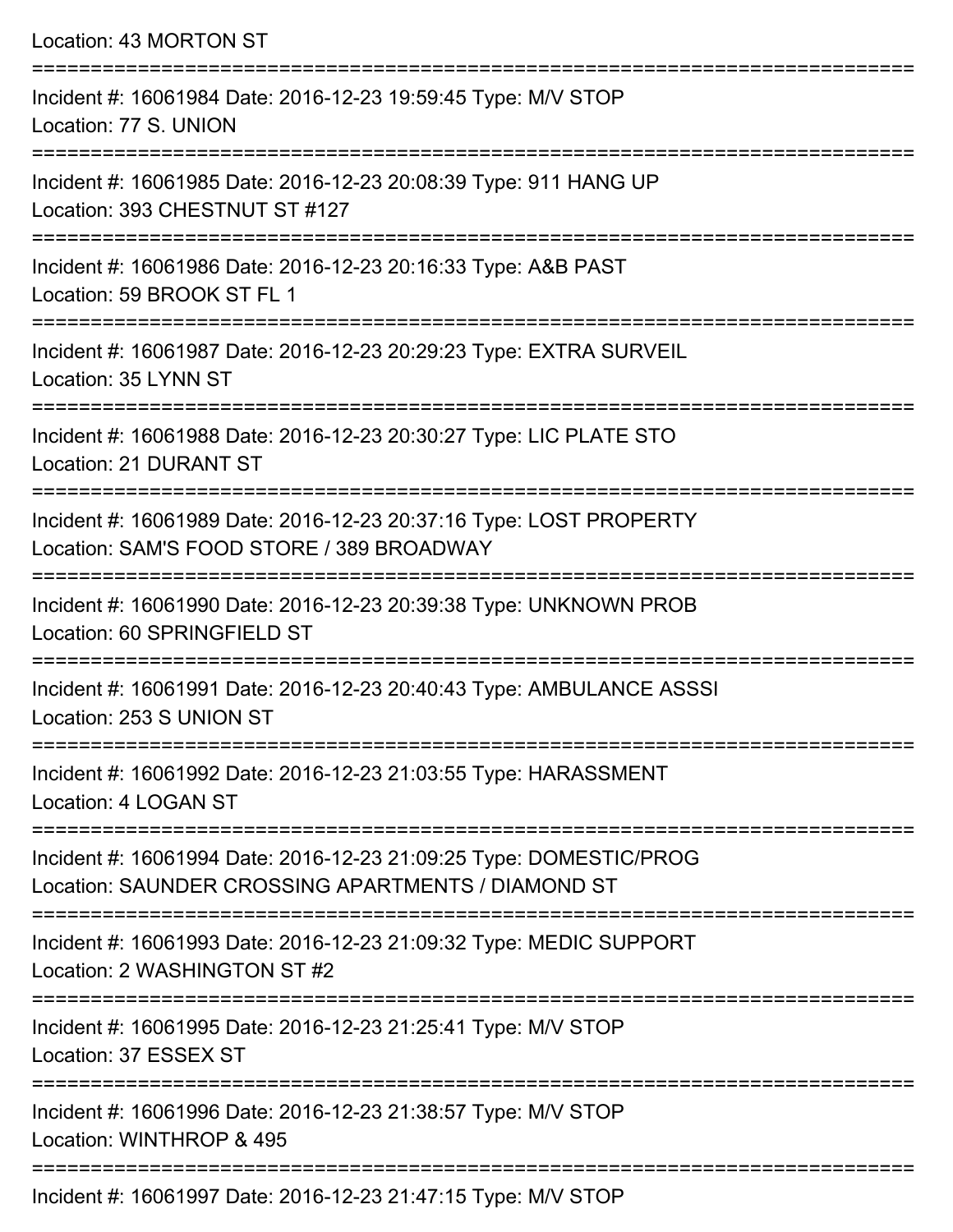Location: 43 MORTON ST

===========================================================================

Incident #: 16061984 Date: 2016-12-23 19:59:45 Type: M/V STOP
Location: 77 S. UNION

===========================================================================

Incident #: 16061985 Date: 2016-12-23 20:08:39 Type: 911 HANG UP
Location: 393 CHESTNUT ST #127

===========================================================================

Incident #: 16061986 Date: 2016-12-23 20:16:33 Type: A&B PAST
Location: 59 BROOK ST FL 1

===========================================================================

Incident #: 16061987 Date: 2016-12-23 20:29:23 Type: EXTRA SURVEIL
Location: 35 LYNN ST

===========================================================================

Incident #: 16061988 Date: 2016-12-23 20:30:27 Type: LIC PLATE STO
Location: 21 DURANT ST

===========================================================================

Incident #: 16061989 Date: 2016-12-23 20:37:16 Type: LOST PROPERTY
Location: SAM'S FOOD STORE / 389 BROADWAY

===========================================================================

Incident #: 16061990 Date: 2016-12-23 20:39:38 Type: UNKNOWN PROB
Location: 60 SPRINGFIELD ST

===========================================================================

Incident #: 16061991 Date: 2016-12-23 20:40:43 Type: AMBULANCE ASSSI
Location: 253 S UNION ST

===========================================================================

Incident #: 16061992 Date: 2016-12-23 21:03:55 Type: HARASSMENT
Location: 4 LOGAN ST

===========================================================================

Incident #: 16061994 Date: 2016-12-23 21:09:25 Type: DOMESTIC/PROG
Location: SAUNDER CROSSING APARTMENTS / DIAMOND ST

===========================================================================

Incident #: 16061993 Date: 2016-12-23 21:09:32 Type: MEDIC SUPPORT
Location: 2 WASHINGTON ST #2

===========================================================================

Incident #: 16061995 Date: 2016-12-23 21:25:41 Type: M/V STOP
Location: 37 ESSEX ST

===========================================================================

Incident #: 16061996 Date: 2016-12-23 21:38:57 Type: M/V STOP
Location: WINTHROP & 495

===========================================================================

Incident #: 16061997 Date: 2016-12-23 21:47:15 Type: M/V STOP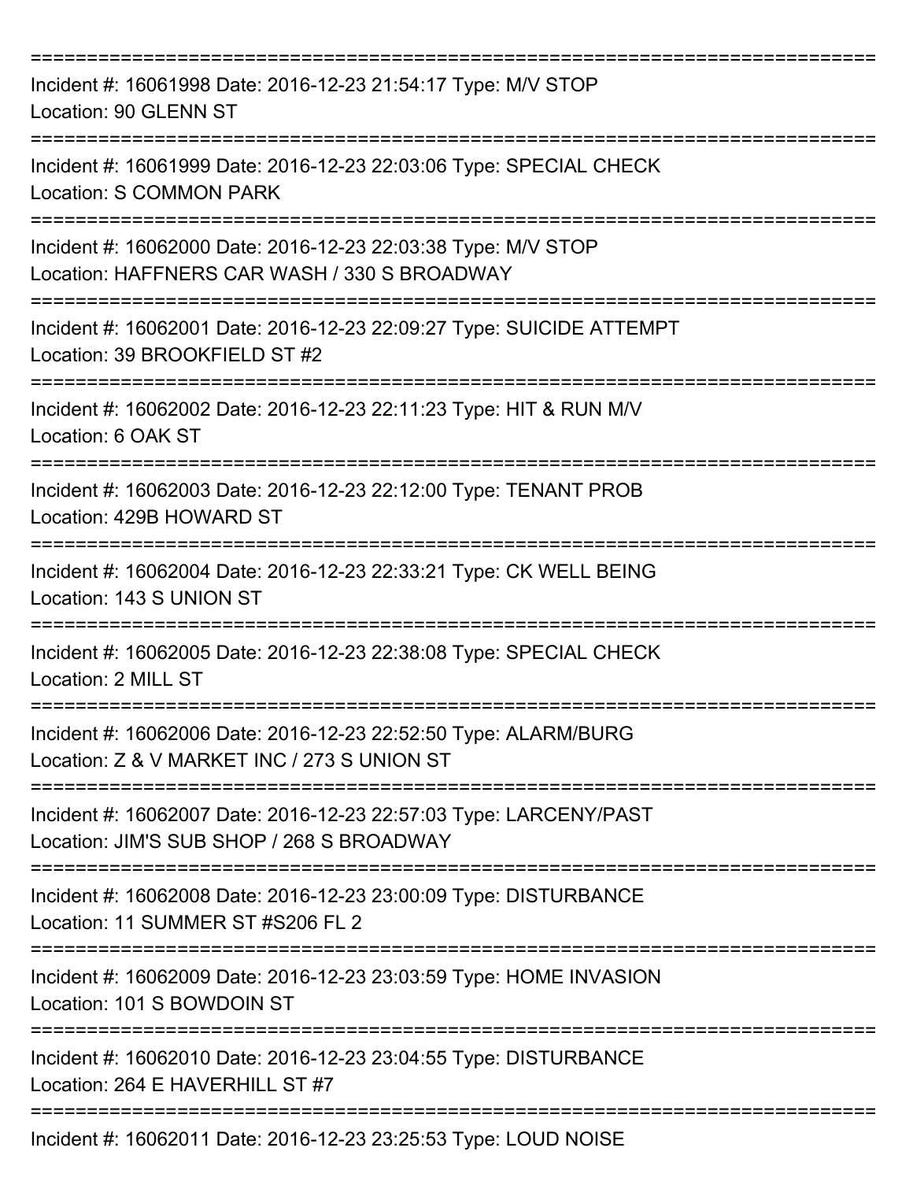===========================================================================
Incident #: 16061998 Date: 2016-12-23 21:54:17 Type: M/V STOP
Location: 90 GLENN ST
===========================================================================
Incident #: 16061999 Date: 2016-12-23 22:03:06 Type: SPECIAL CHECK
Location: S COMMON PARK
===========================================================================
Incident #: 16062000 Date: 2016-12-23 22:03:38 Type: M/V STOP
Location: HAFFNERS CAR WASH / 330 S BROADWAY
===========================================================================
Incident #: 16062001 Date: 2016-12-23 22:09:27 Type: SUICIDE ATTEMPT
Location: 39 BROOKFIELD ST #2
===========================================================================
Incident #: 16062002 Date: 2016-12-23 22:11:23 Type: HIT & RUN M/V
Location: 6 OAK ST
===========================================================================
Incident #: 16062003 Date: 2016-12-23 22:12:00 Type: TENANT PROB
Location: 429B HOWARD ST
===========================================================================
Incident #: 16062004 Date: 2016-12-23 22:33:21 Type: CK WELL BEING
Location: 143 S UNION ST
===========================================================================
Incident #: 16062005 Date: 2016-12-23 22:38:08 Type: SPECIAL CHECK
Location: 2 MILL ST
===========================================================================
Incident #: 16062006 Date: 2016-12-23 22:52:50 Type: ALARM/BURG
Location: Z & V MARKET INC / 273 S UNION ST
===========================================================================
Incident #: 16062007 Date: 2016-12-23 22:57:03 Type: LARCENY/PAST
Location: JIM'S SUB SHOP / 268 S BROADWAY
===========================================================================
Incident #: 16062008 Date: 2016-12-23 23:00:09 Type: DISTURBANCE
Location: 11 SUMMER ST #S206 FL 2
===========================================================================
Incident #: 16062009 Date: 2016-12-23 23:03:59 Type: HOME INVASION
Location: 101 S BOWDOIN ST
===========================================================================
Incident #: 16062010 Date: 2016-12-23 23:04:55 Type: DISTURBANCE
Location: 264 E HAVERHILL ST #7
===========================================================================
Incident #: 16062011 Date: 2016-12-23 23:25:53 Type: LOUD NOISE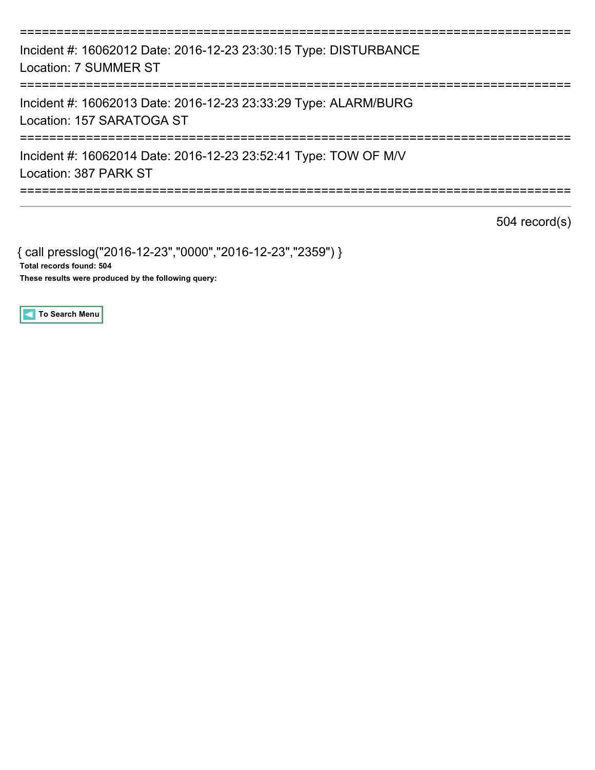===========================================================================

Incident #: 16062012 Date: 2016-12-23 23:30:15 Type: DISTURBANCE
Location: 7 SUMMER ST

===========================================================================

Incident #: 16062013 Date: 2016-12-23 23:33:29 Type: ALARM/BURG
Location: 157 SARATOGA ST

===========================================================================

Incident #: 16062014 Date: 2016-12-23 23:52:41 Type: TOW OF M/V
Location: 387 PARK ST

===========================================================================

---

504 record(s)

{ call presslog("2016-12-23","0000","2016-12-23","2359") }

**Total records found: 504**

**These results were produced by the following query:**

**To Search Menu**